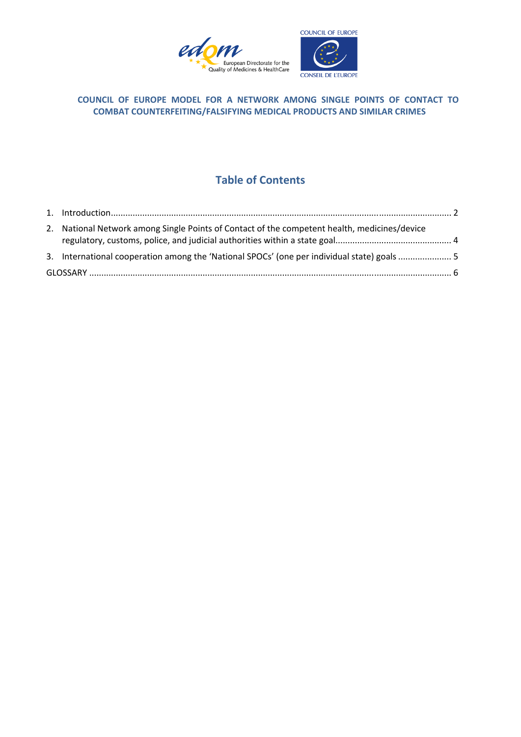**COUNCIL OF EUROPE MODEL FOR A NETWORK AMONG SINGLE POINTS OF CONTACT TO COMBAT COUNTERFEITING/FALSIFYING MEDICAL PRODUCTS AND SIMILAR CRIMES**

## Table of Contents

1. Introduction ........................................................................................................................................ 2
2. National Network among Single Points of Contact of the competent health, medicines/device regulatory, customs, police, and judicial authorities within a state goal ............................................... 4
3. International cooperation among the 'National SPOCs' (one per individual state) goals ...................... 5

GLOSSARY ................................................................................................................................................ 6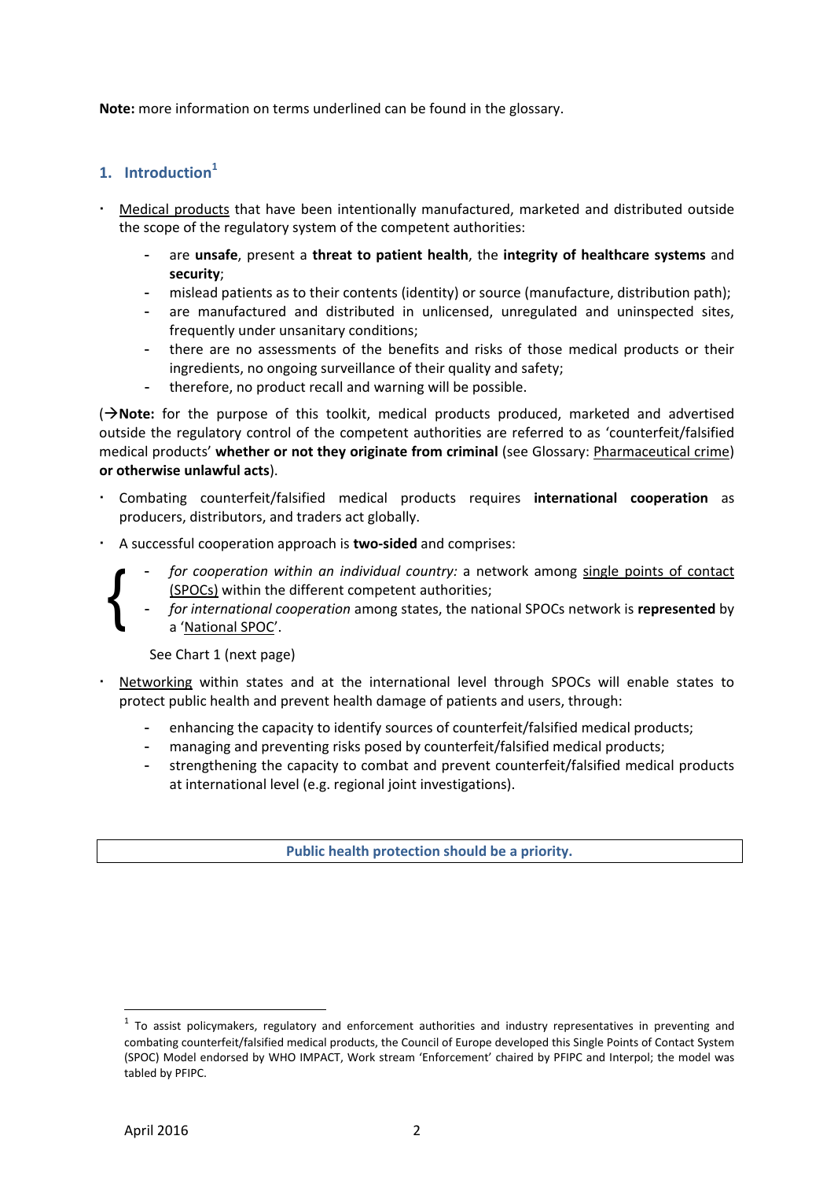**Note:** more information on terms underlined can be found in the glossary.

## 1. Introduction[1]

- Medical products that have been intentionally manufactured, marketed and distributed outside the scope of the regulatory system of the competent authorities:
  - are **unsafe**, present a **threat to patient health**, the **integrity of healthcare systems** and **security**;
  - mislead patients as to their contents (identity) or source (manufacture, distribution path);
  - are manufactured and distributed in unlicensed, unregulated and uninspected sites, frequently under unsanitary conditions;
  - there are no assessments of the benefits and risks of those medical products or their ingredients, no ongoing surveillance of their quality and safety;
  - therefore, no product recall and warning will be possible.

(→**Note:** for the purpose of this toolkit, medical products produced, marketed and advertised outside the regulatory control of the competent authorities are referred to as 'counterfeit/falsified medical products' **whether or not they originate from criminal** (see Glossary: Pharmaceutical crime) **or otherwise unlawful acts**).

- Combating counterfeit/falsified medical products requires **international cooperation** as producers, distributors, and traders act globally.
- A successful cooperation approach is **two-sided** and comprises:
  - *for cooperation within an individual country:* a network among single points of contact (SPOCs) within the different competent authorities;
  - *for international cooperation* among states, the national SPOCs network is **represented** by a 'National SPOC'.

  See Chart 1 (next page)

- Networking within states and at the international level through SPOCs will enable states to protect public health and prevent health damage of patients and users, through:
  - enhancing the capacity to identify sources of counterfeit/falsified medical products;
  - managing and preventing risks posed by counterfeit/falsified medical products;
  - strengthening the capacity to combat and prevent counterfeit/falsified medical products at international level (e.g. regional joint investigations).

**Public health protection should be a priority.**

[1] To assist policymakers, regulatory and enforcement authorities and industry representatives in preventing and combating counterfeit/falsified medical products, the Council of Europe developed this Single Points of Contact System (SPOC) Model endorsed by WHO IMPACT, Work stream 'Enforcement' chaired by PFIPC and Interpol; the model was tabled by PFIPC.

April 2016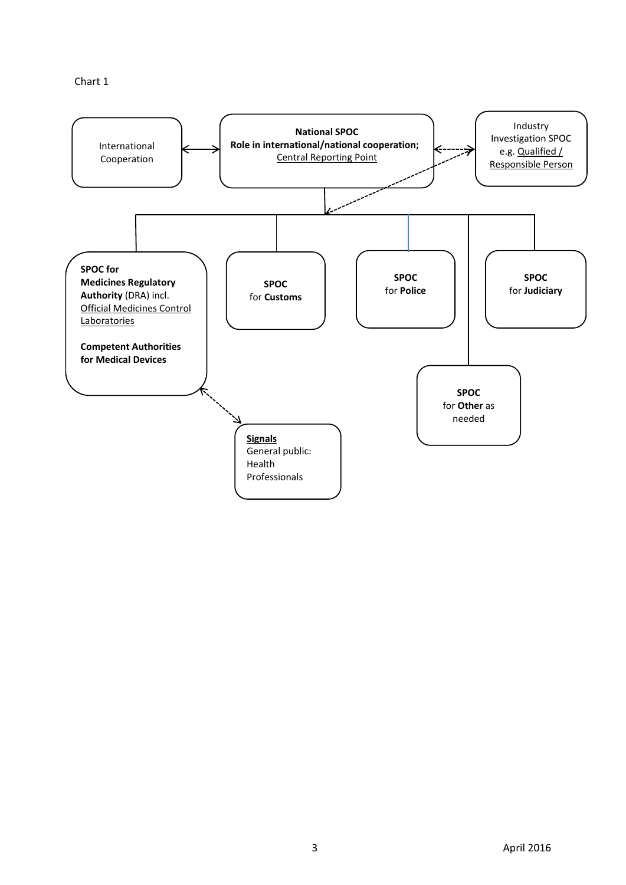Chart 1

International Cooperation

**National SPOC**
**Role in international/national cooperation;**
Central Reporting Point

Industry Investigation SPOC e.g. Qualified / Responsible Person

**SPOC for Medicines Regulatory Authority** (DRA) incl. Official Medicines Control Laboratories

**Competent Authorities for Medical Devices**

**SPOC** for **Customs**

**SPOC** for **Police**

**SPOC** for **Judiciary**

**SPOC** for **Other** as needed

**Signals**
General public:
Health Professionals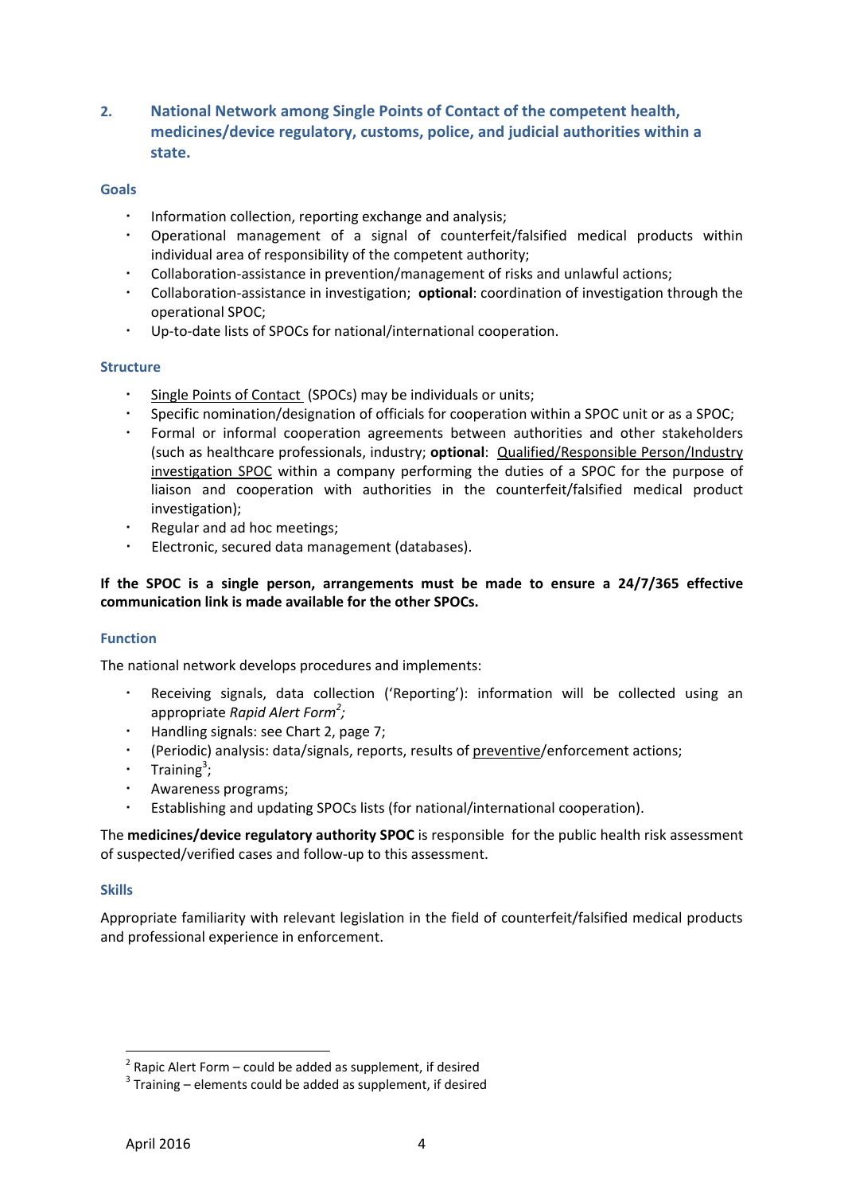## 2. National Network among Single Points of Contact of the competent health, medicines/device regulatory, customs, police, and judicial authorities within a state.

### Goals

- Information collection, reporting exchange and analysis;
- Operational management of a signal of counterfeit/falsified medical products within individual area of responsibility of the competent authority;
- Collaboration-assistance in prevention/management of risks and unlawful actions;
- Collaboration-assistance in investigation; **optional**: coordination of investigation through the operational SPOC;
- Up-to-date lists of SPOCs for national/international cooperation.

### Structure

- Single Points of Contact (SPOCs) may be individuals or units;
- Specific nomination/designation of officials for cooperation within a SPOC unit or as a SPOC;
- Formal or informal cooperation agreements between authorities and other stakeholders (such as healthcare professionals, industry; **optional**: Qualified/Responsible Person/Industry investigation SPOC within a company performing the duties of a SPOC for the purpose of liaison and cooperation with authorities in the counterfeit/falsified medical product investigation);
- Regular and ad hoc meetings;
- Electronic, secured data management (databases).

**If the SPOC is a single person, arrangements must be made to ensure a 24/7/365 effective communication link is made available for the other SPOCs.**

### Function

The national network develops procedures and implements:

- Receiving signals, data collection ('Reporting'): information will be collected using an appropriate *Rapid Alert Form*[2]*;*
- Handling signals: see Chart 2, page 7;
- (Periodic) analysis: data/signals, reports, results of preventive/enforcement actions;
- Training[3];
- Awareness programs;
- Establishing and updating SPOCs lists (for national/international cooperation).

The **medicines/device regulatory authority SPOC** is responsible for the public health risk assessment of suspected/verified cases and follow-up to this assessment.

### Skills

Appropriate familiarity with relevant legislation in the field of counterfeit/falsified medical products and professional experience in enforcement.

---

[2] Rapic Alert Form – could be added as supplement, if desired

[3] Training – elements could be added as supplement, if desired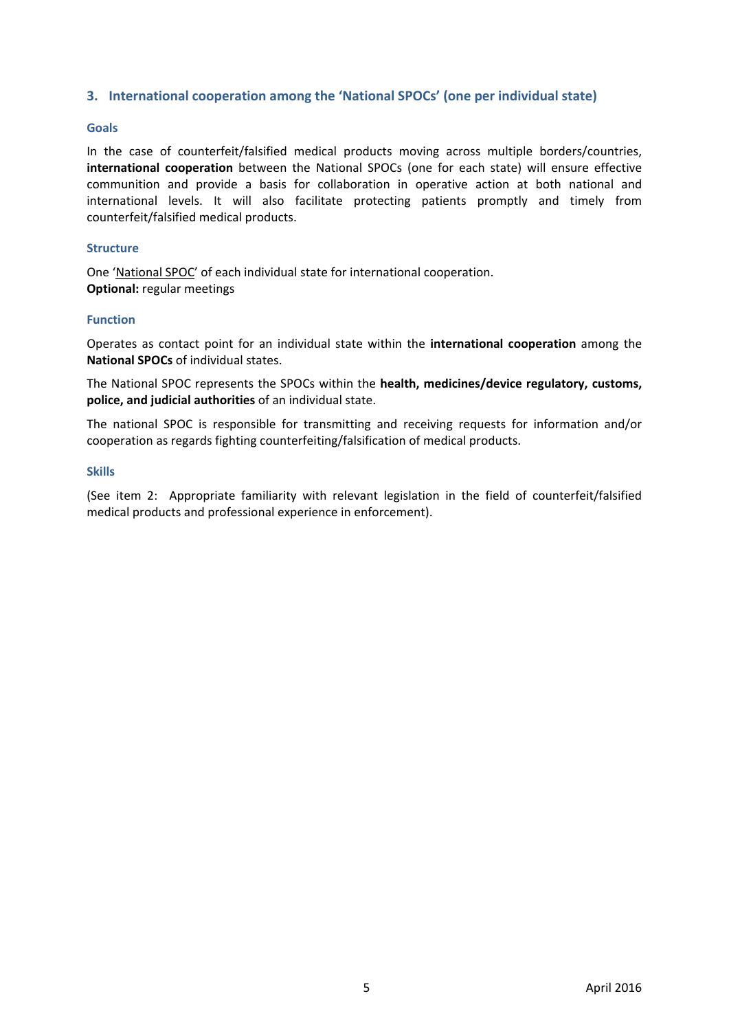## 3. International cooperation among the 'National SPOCs' (one per individual state)

### Goals

In the case of counterfeit/falsified medical products moving across multiple borders/countries, **international cooperation** between the National SPOCs (one for each state) will ensure effective communition and provide a basis for collaboration in operative action at both national and international levels. It will also facilitate protecting patients promptly and timely from counterfeit/falsified medical products.

### Structure

One 'National SPOC' of each individual state for international cooperation.
**Optional:** regular meetings

### Function

Operates as contact point for an individual state within the **international cooperation** among the **National SPOCs** of individual states.

The National SPOC represents the SPOCs within the **health, medicines/device regulatory, customs, police, and judicial authorities** of an individual state.

The national SPOC is responsible for transmitting and receiving requests for information and/or cooperation as regards fighting counterfeiting/falsification of medical products.

### Skills

(See item 2: Appropriate familiarity with relevant legislation in the field of counterfeit/falsified medical products and professional experience in enforcement).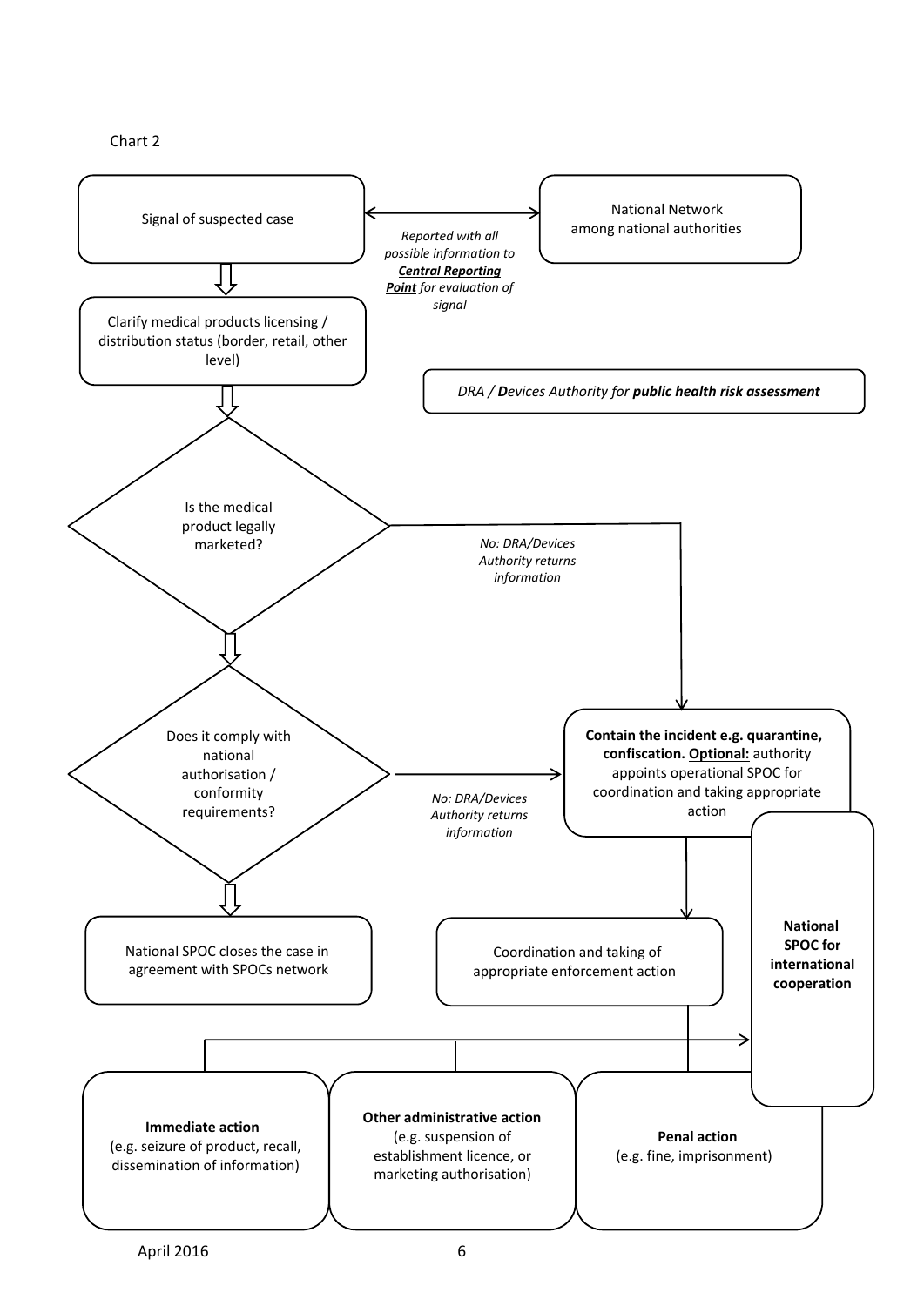Chart 2

Signal of suspected case

*Reported with all possible information to **Central Reporting Point** for evaluation of signal*

National Network among national authorities

Clarify medical products licensing / distribution status (border, retail, other level)

*DRA / **D**evices Authority for **public health risk assessment***

Is the medical product legally marketed?

*No: DRA/Devices Authority returns information*

Does it comply with national authorisation / conformity requirements?

*No: DRA/Devices Authority returns information*

**Contain the incident e.g. quarantine, confiscation. Optional:** authority appoints operational SPOC for coordination and taking appropriate action

National SPOC closes the case in agreement with SPOCs network

Coordination and taking of appropriate enforcement action

**National SPOC for international cooperation**

**Immediate action** (e.g. seizure of product, recall, dissemination of information)

**Other administrative action** (e.g. suspension of establishment licence, or marketing authorisation)

**Penal action** (e.g. fine, imprisonment)

April 2016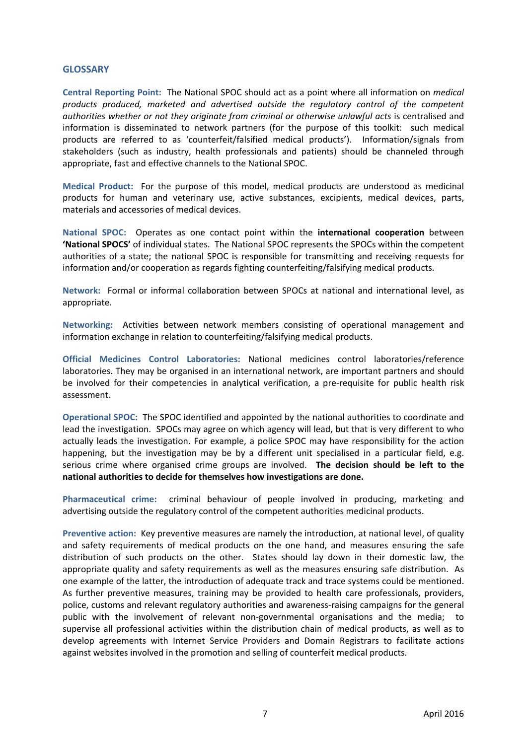## GLOSSARY

**Central Reporting Point:** The National SPOC should act as a point where all information on *medical products produced, marketed and advertised outside the regulatory control of the competent authorities whether or not they originate from criminal or otherwise unlawful acts* is centralised and information is disseminated to network partners (for the purpose of this toolkit: such medical products are referred to as 'counterfeit/falsified medical products'). Information/signals from stakeholders (such as industry, health professionals and patients) should be channeled through appropriate, fast and effective channels to the National SPOC.

**Medical Product:** For the purpose of this model, medical products are understood as medicinal products for human and veterinary use, active substances, excipients, medical devices, parts, materials and accessories of medical devices.

**National SPOC:** Operates as one contact point within the **international cooperation** between **'National SPOCS'** of individual states. The National SPOC represents the SPOCs within the competent authorities of a state; the national SPOC is responsible for transmitting and receiving requests for information and/or cooperation as regards fighting counterfeiting/falsifying medical products.

**Network:** Formal or informal collaboration between SPOCs at national and international level, as appropriate.

**Networking:** Activities between network members consisting of operational management and information exchange in relation to counterfeiting/falsifying medical products.

**Official Medicines Control Laboratories:** National medicines control laboratories/reference laboratories. They may be organised in an international network, are important partners and should be involved for their competencies in analytical verification, a pre-requisite for public health risk assessment.

**Operational SPOC:** The SPOC identified and appointed by the national authorities to coordinate and lead the investigation. SPOCs may agree on which agency will lead, but that is very different to who actually leads the investigation. For example, a police SPOC may have responsibility for the action happening, but the investigation may be by a different unit specialised in a particular field, e.g. serious crime where organised crime groups are involved. **The decision should be left to the national authorities to decide for themselves how investigations are done.**

**Pharmaceutical crime:** criminal behaviour of people involved in producing, marketing and advertising outside the regulatory control of the competent authorities medicinal products.

**Preventive action:** Key preventive measures are namely the introduction, at national level, of quality and safety requirements of medical products on the one hand, and measures ensuring the safe distribution of such products on the other. States should lay down in their domestic law, the appropriate quality and safety requirements as well as the measures ensuring safe distribution. As one example of the latter, the introduction of adequate track and trace systems could be mentioned. As further preventive measures, training may be provided to health care professionals, providers, police, customs and relevant regulatory authorities and awareness-raising campaigns for the general public with the involvement of relevant non-governmental organisations and the media; to supervise all professional activities within the distribution chain of medical products, as well as to develop agreements with Internet Service Providers and Domain Registrars to facilitate actions against websites involved in the promotion and selling of counterfeit medical products.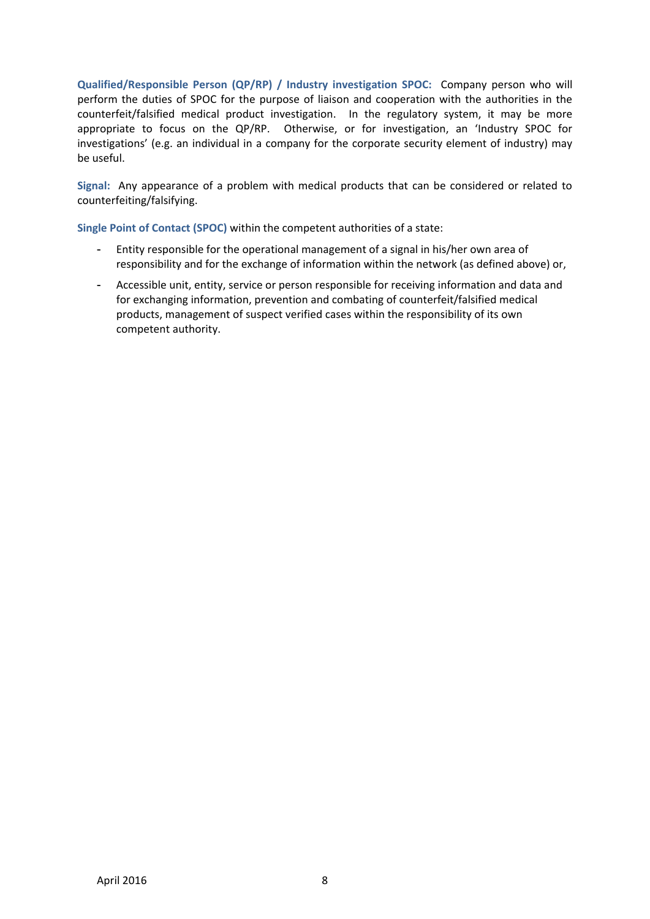**Qualified/Responsible Person (QP/RP) / Industry investigation SPOC:** Company person who will perform the duties of SPOC for the purpose of liaison and cooperation with the authorities in the counterfeit/falsified medical product investigation. In the regulatory system, it may be more appropriate to focus on the QP/RP. Otherwise, or for investigation, an 'Industry SPOC for investigations' (e.g. an individual in a company for the corporate security element of industry) may be useful.

**Signal:** Any appearance of a problem with medical products that can be considered or related to counterfeiting/falsifying.

**Single Point of Contact (SPOC)** within the competent authorities of a state:

- Entity responsible for the operational management of a signal in his/her own area of responsibility and for the exchange of information within the network (as defined above) or,
- Accessible unit, entity, service or person responsible for receiving information and data and for exchanging information, prevention and combating of counterfeit/falsified medical products, management of suspect verified cases within the responsibility of its own competent authority.